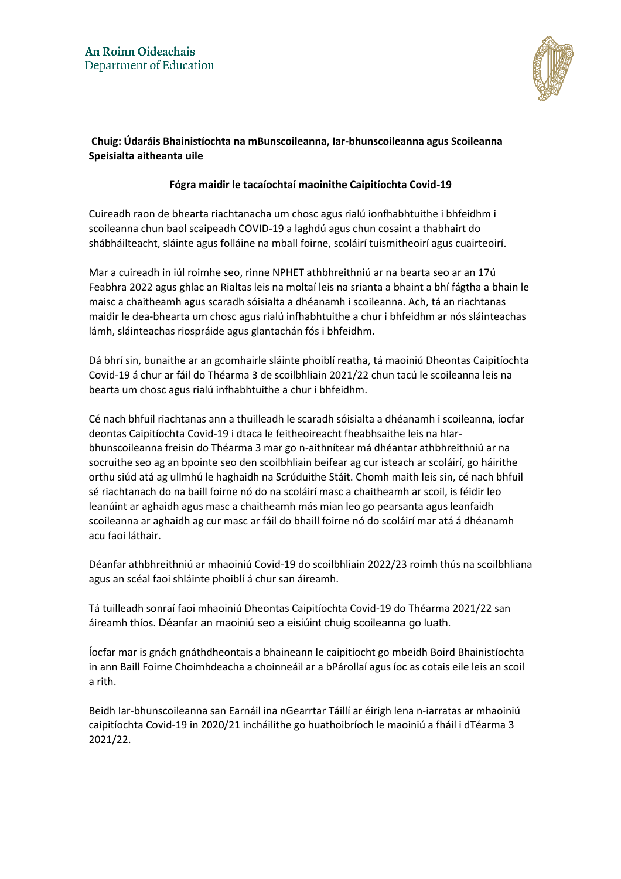An Roinn Oideachais
Department of Education

**Chuig: Údaráis Bhainistíochta na mBunscoileanna, Iar-bhunscoileanna agus Scoileanna Speisialta aitheanta uile**

**Fógra maidir le tacaíochtaí maoinithe Caipitíochta Covid-19**

Cuireadh raon de bhearta riachtanacha um chosc agus rialú ionfhabhtuithe i bhfeidhm i scoileanna chun baol scaipeadh COVID-19 a laghdú agus chun cosaint a thabhairt do shábháilteacht, sláinte agus folláine na mball foirne, scoláirí tuismitheoirí agus cuairteoirí.

Mar a cuireadh in iúl roimhe seo, rinne NPHET athbhreithniú ar na bearta seo ar an 17ú Feabhra 2022 agus ghlac an Rialtas leis na moltaí leis na srianta a bhaint a bhí fágtha a bhain le maisc a chaitheamh agus scaradh sóisialta a dhéanamh i scoileanna. Ach, tá an riachtanas maidir le dea-bhearta um chosc agus rialú infhabhtuithe a chur i bhfeidhm ar nós sláinteachas lámh, sláinteachas riospráide agus glantachán fós i bhfeidhm.

Dá bhrí sin, bunaithe ar an gcomhairle sláinte phoiblí reatha, tá maoiniú Dheontas Caipitíochta Covid-19 á chur ar fáil do Théarma 3 de scoilbhliain 2021/22 chun tacú le scoileanna leis na bearta um chosc agus rialú infhabhtuithe a chur i bhfeidhm.

Cé nach bhfuil riachtanas ann a thuilleadh le scaradh sóisialta a dhéanamh i scoileanna, íocfar deontas Caipitíochta Covid-19 i dtaca le feitheoireacht fheabhsaithe leis na hIar-bhunscoileanna freisin do Théarma 3 mar go n-aithnítear má dhéantar athbhreithniú ar na socruithe seo ag an bpointe seo den scoilbhliain beifear ag cur isteach ar scoláirí, go háirithe orthu siúd atá ag ullmhú le haghaidh na Scrúduithe Stáit. Chomh maith leis sin, cé nach bhfuil sé riachtanach do na baill foirne nó do na scoláirí masc a chaitheamh ar scoil, is féidir leo leanúint ar aghaidh agus masc a chaitheamh más mian leo go pearsanta agus leanfaidh scoileanna ar aghaidh ag cur masc ar fáil do bhaill foirne nó do scoláirí mar atá á dhéanamh acu faoi láthair.

Déanfar athbhreithniú ar mhaoiniú Covid-19 do scoilbhliain 2022/23 roimh thús na scoilbhliana agus an scéal faoi shláinte phoiblí á chur san áireamh.

Tá tuilleadh sonraí faoi mhaoiniú Dheontas Caipitíochta Covid-19 do Théarma 2021/22 san áireamh thíos. Déanfar an maoiniú seo a eisiúint chuig scoileanna go luath.

Íocfar mar is gnách gnáthdheontais a bhaineann le caipitíocht go mbeidh Boird Bhainistíochta in ann Baill Foirne Choimhdeacha a choinneáil ar a bPárollaí agus íoc as cotais eile leis an scoil a rith.

Beidh Iar-bhunscoileanna san Earnáil ina nGearrtar Táillí ar éirigh lena n-iarratas ar mhaoiniú caipitíochta Covid-19 in 2020/21 incháilithe go huathoibríoch le maoiniú a fháil i dTéarma 3 2021/22.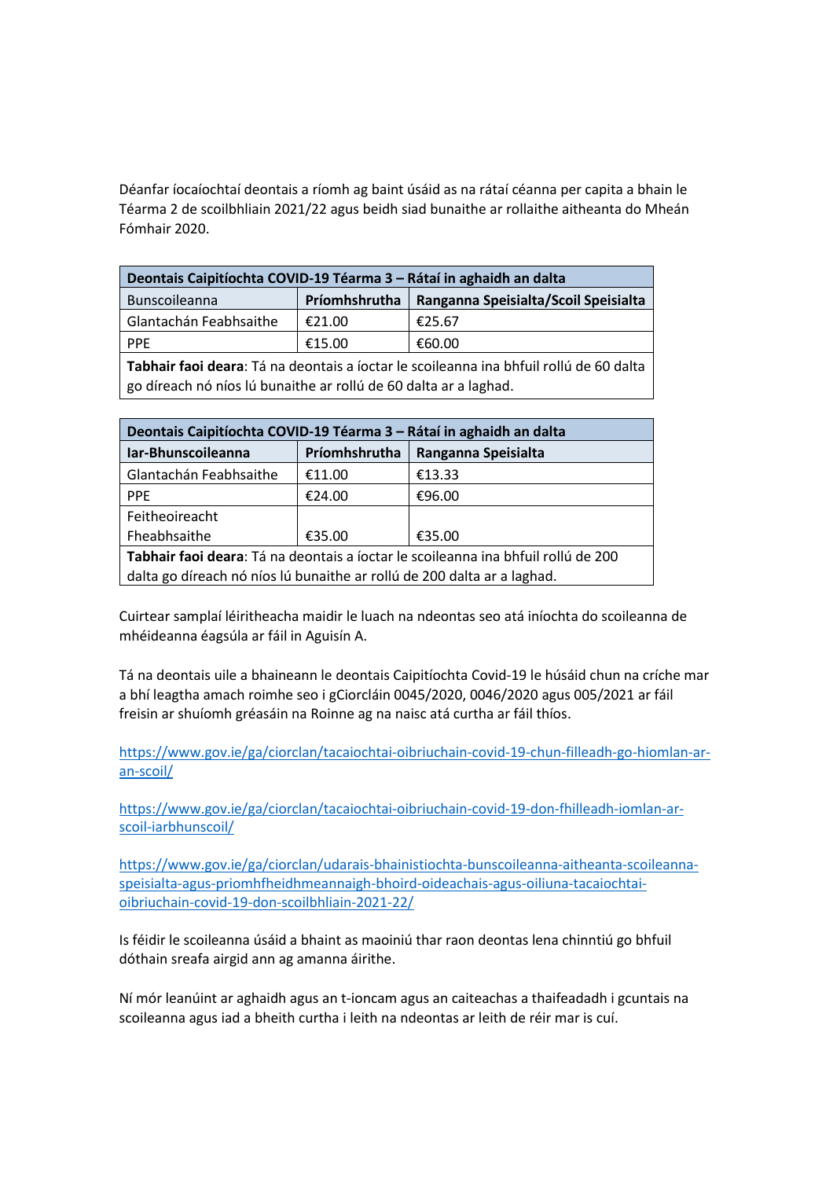Déanfar íocaíochtaí deontais a ríomh ag baint úsáid as na rátaí céanna per capita a bhain le Téarma 2 de scoilbhliain 2021/22 agus beidh siad bunaithe ar rollaithe aitheanta do Mheán Fómhair 2020.

| **Deontais Caipitíochta COVID-19 Téarma 3 – Rátaí in aghaidh an dalta** | | |
|---|---|---|
| Bunscoileanna | **Príomhshrutha** | **Ranganna Speisialta/Scoil Speisialta** |
| Glantachán Feabhsaithe | €21.00 | €25.67 |
| PPE | €15.00 | €60.00 |
| **Tabhair faoi deara**: Tá na deontais a íoctar le scoileanna ina bhfuil rollú de 60 dalta go díreach nó níos lú bunaithe ar rollú de 60 dalta ar a laghad. | | |

| **Deontais Caipitíochta COVID-19 Téarma 3 – Rátaí in aghaidh an dalta** | | |
|---|---|---|
| **Iar-Bhunscoileanna** | **Príomhshrutha** | **Ranganna Speisialta** |
| Glantachán Feabhsaithe | €11.00 | €13.33 |
| PPE | €24.00 | €96.00 |
| Feitheoireacht Fheabhsaithe | €35.00 | €35.00 |
| **Tabhair faoi deara**: Tá na deontais a íoctar le scoileanna ina bhfuil rollú de 200 dalta go díreach nó níos lú bunaithe ar rollú de 200 dalta ar a laghad. | | |

Cuirtear samplaí léiritheacha maidir le luach na ndeontas seo atá iníochta do scoileanna de mhéideanna éagsúla ar fáil in Aguisín A.

Tá na deontais uile a bhaineann le deontais Caipitíochta Covid-19 le húsáid chun na críche mar a bhí leagtha amach roimhe seo i gCiorcláin 0045/2020, 0046/2020 agus 005/2021 ar fáil freisin ar shuíomh gréasáin na Roinne ag na naisc atá curtha ar fáil thíos.

https://www.gov.ie/ga/ciorclan/tacaiochtai-oibriuchain-covid-19-chun-filleadh-go-hiomlan-ar-an-scoil/

https://www.gov.ie/ga/ciorclan/tacaiochtai-oibriuchain-covid-19-don-fhilleadh-iomlan-ar-scoil-iarbhunscoil/

https://www.gov.ie/ga/ciorclan/udarais-bhainistiochta-bunscoileanna-aitheanta-scoileanna-speisialta-agus-priomhfheidhmeannaigh-bhoird-oideachais-agus-oiliuna-tacaiochtai-oibriuchain-covid-19-don-scoilbhliain-2021-22/

Is féidir le scoileanna úsáid a bhaint as maoiniú thar raon deontas lena chinntiú go bhfuil dóthain sreafa airgid ann ag amanna áirithe.

Ní mór leanúint ar aghaidh agus an t-ioncam agus an caiteachas a thaifeadadh i gcuntais na scoileanna agus iad a bheith curtha i leith na ndeontas ar leith de réir mar is cuí.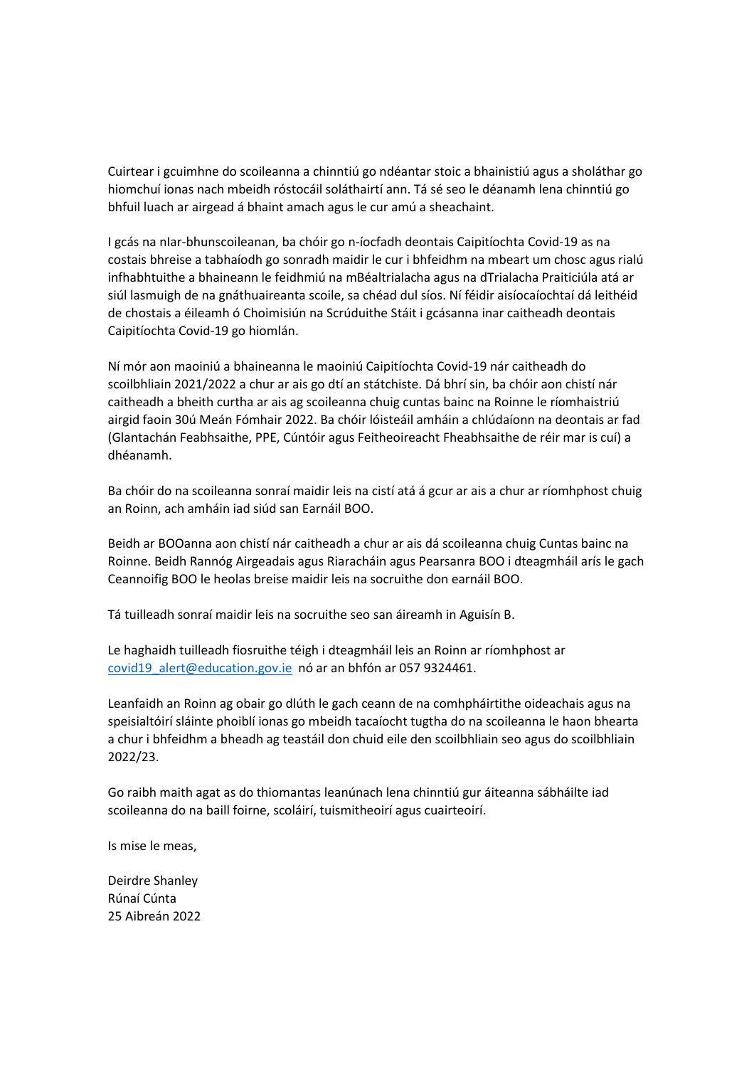Cuirtear i gcuimhne do scoileanna a chinntiú go ndéantar stoic a bhainistiú agus a sholáthar go hiomchuí ionas nach mbeidh róstocáil soláthairtí ann. Tá sé seo le déanamh lena chinntiú go bhfuil luach ar airgead á bhaint amach agus le cur amú a sheachaint.

I gcás na nIar-bhunscoileanan, ba chóir go n-íocfadh deontais Caipitíochta Covid-19 as na costais bhreise a tabhaíodh go sonradh maidir le cur i bhfeidhm na mbeart um chosc agus rialú infhabhtuithe a bhaineann le feidhmiú na mBéaltrialacha agus na dTrialacha Praiticiúla atá ar siúl lasmuigh de na gnáthuaireanta scoile, sa chéad dul síos. Ní féidir aisíocaíochtaí dá leithéid de chostais a éileamh ó Choimisiún na Scrúduithe Stáit i gcásanna inar caitheadh deontais Caipitíochta Covid-19 go hiomlán.

Ní mór aon maoiniú a bhaineanna le maoiniú Caipitíochta Covid-19 nár caitheadh do scoilbhliain 2021/2022 a chur ar ais go dtí an státchiste. Dá bhrí sin, ba chóir aon chistí nár caitheadh a bheith curtha ar ais ag scoileanna chuig cuntas bainc na Roinne le ríomhaistriú airgid faoin 30ú Meán Fómhair 2022. Ba chóir lóisteáil amháin a chlúdaíonn na deontais ar fad (Glantachán Feabhsaithe, PPE, Cúntóir agus Feitheoireacht Fheabhsaithe de réir mar is cuí) a dhéanamh.

Ba chóir do na scoileanna sonraí maidir leis na cistí atá á gcur ar ais a chur ar ríomhphost chuig an Roinn, ach amháin iad siúd san Earnáil BOO.

Beidh ar BOOanna aon chistí nár caitheadh a chur ar ais dá scoileanna chuig Cuntas bainc na Roinne. Beidh Rannóg Airgeadais agus Riaracháin agus Pearsanra BOO i dteagmháil arís le gach Ceannoifig BOO le heolas breise maidir leis na socruithe don earnáil BOO.

Tá tuilleadh sonraí maidir leis na socruithe seo san áireamh in Aguisín B.

Le haghaidh tuilleadh fiosruithe téigh i dteagmháil leis an Roinn ar ríomhphost ar covid19_alert@education.gov.ie nó ar an bhfón ar 057 9324461.

Leanfaidh an Roinn ag obair go dlúth le gach ceann de na comhpháirtithe oideachais agus na speisialtóirí sláinte phoiblí ionas go mbeidh tacaíocht tugtha do na scoileanna le haon bhearta a chur i bhfeidhm a bheadh ag teastáil don chuid eile den scoilbhliain seo agus do scoilbhliain 2022/23.

Go raibh maith agat as do thiomantas leanúnach lena chinntiú gur áiteanna sábháilte iad scoileanna do na baill foirne, scoláirí, tuismitheoirí agus cuairteoirí.

Is mise le meas,

Deirdre Shanley
Rúnaí Cúnta
25 Aibreán 2022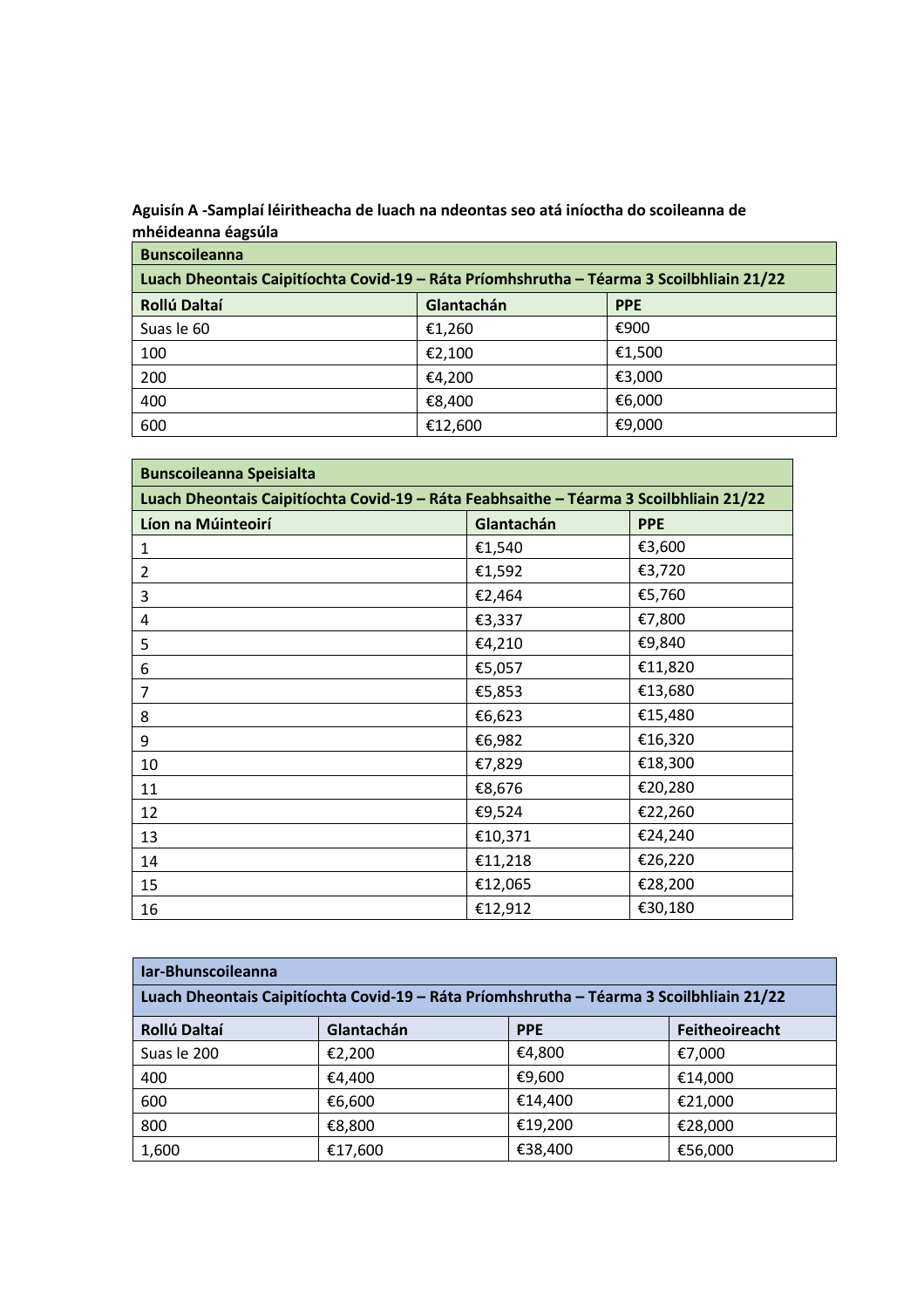**Aguisín A -Samplaí léiritheacha de luach na ndeontas seo atá iníoctha do scoileanna de mhéideanna éagsúla**

| **Bunscoileanna** | | |
|---|---|---|
| **Luach Dheontais Caipitíochta Covid-19 – Ráta Príomhshrutha – Téarma 3 Scoilbhliain 21/22** | | |
| **Rollú Daltaí** | **Glantachán** | **PPE** |
| Suas le 60 | €1,260 | €900 |
| 100 | €2,100 | €1,500 |
| 200 | €4,200 | €3,000 |
| 400 | €8,400 | €6,000 |
| 600 | €12,600 | €9,000 |

| **Bunscoileanna Speisialta** | | |
|---|---|---|
| **Luach Dheontais Caipitíochta Covid-19 – Ráta Feabhsaithe – Téarma 3 Scoilbhliain 21/22** | | |
| **Líon na Múinteoirí** | **Glantachán** | **PPE** |
| 1 | €1,540 | €3,600 |
| 2 | €1,592 | €3,720 |
| 3 | €2,464 | €5,760 |
| 4 | €3,337 | €7,800 |
| 5 | €4,210 | €9,840 |
| 6 | €5,057 | €11,820 |
| 7 | €5,853 | €13,680 |
| 8 | €6,623 | €15,480 |
| 9 | €6,982 | €16,320 |
| 10 | €7,829 | €18,300 |
| 11 | €8,676 | €20,280 |
| 12 | €9,524 | €22,260 |
| 13 | €10,371 | €24,240 |
| 14 | €11,218 | €26,220 |
| 15 | €12,065 | €28,200 |
| 16 | €12,912 | €30,180 |

| **Iar-Bhunscoileanna** | | | |
|---|---|---|---|
| **Luach Dheontais Caipitíochta Covid-19 – Ráta Príomhshrutha – Téarma 3 Scoilbhliain 21/22** | | | |
| **Rollú Daltaí** | **Glantachán** | **PPE** | **Feitheoireacht** |
| Suas le 200 | €2,200 | €4,800 | €7,000 |
| 400 | €4,400 | €9,600 | €14,000 |
| 600 | €6,600 | €14,400 | €21,000 |
| 800 | €8,800 | €19,200 | €28,000 |
| 1,600 | €17,600 | €38,400 | €56,000 |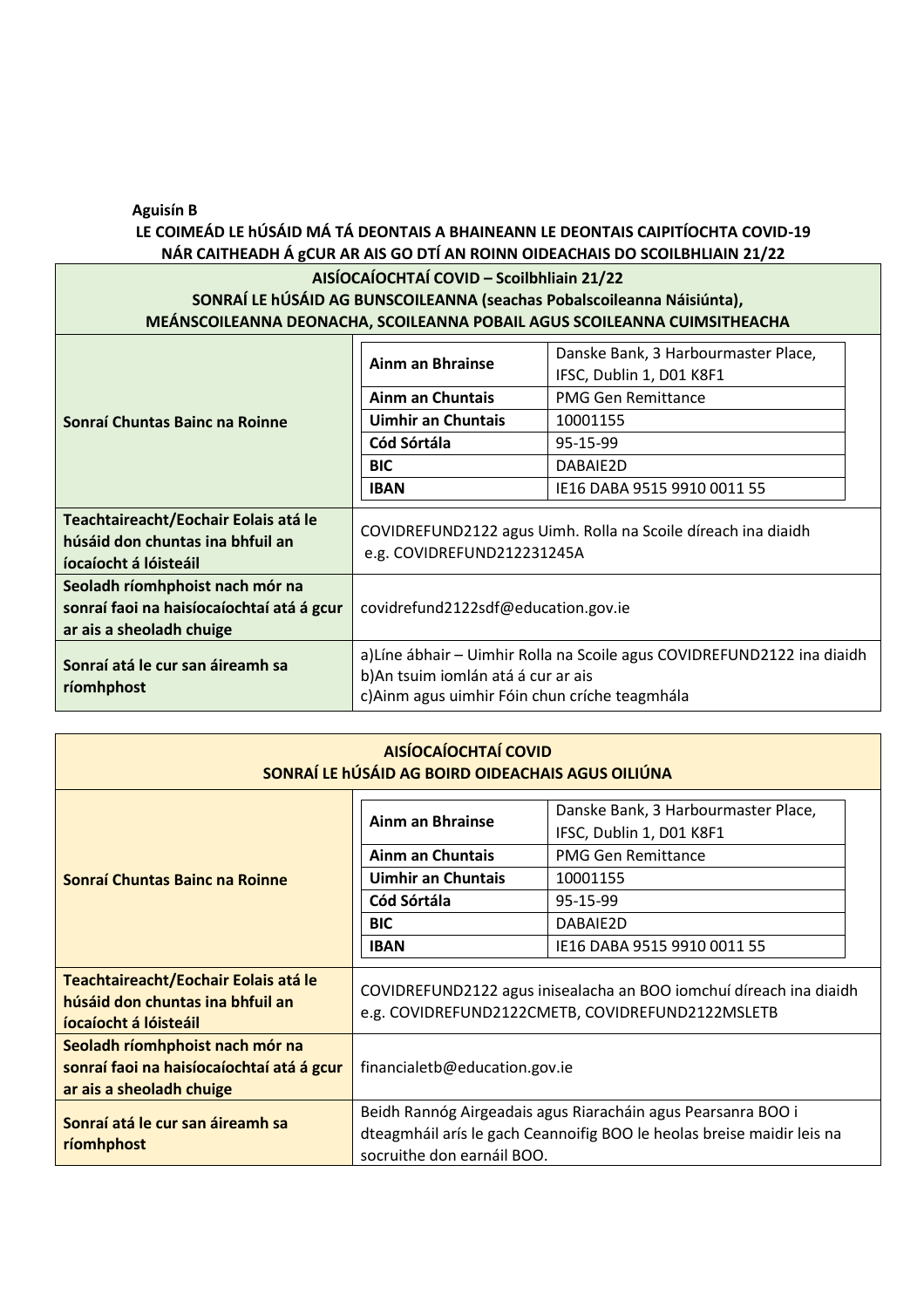**Aguisín B**

**LE COIMEÁD LE hÚSÁID MÁ TÁ DEONTAIS A BHAINEANN LE DEONTAIS CAIPITÍOCHTA COVID-19 NÁR CAITHEADH Á gCUR AR AIS GO DTÍ AN ROINN OIDEACHAIS DO SCOILBHLIAIN 21/22**

| AISÍOCAÍOCHTAÍ COVID – Scoilbhliain 21/22<br>SONRAÍ LE hÚSÁID AG BUNSCOILEANNA (seachas Pobalscoileanna Náisiúnta),<br>MEÁNSCOILEANNA DEONACHA, SCOILEANNA POBAIL AGUS SCOILEANNA CUIMSITHEACHA | |
|---|---|
| **Sonraí Chuntas Bainc na Roinne** | **Ainm an Bhrainse**: Danske Bank, 3 Harbourmaster Place, IFSC, Dublin 1, D01 K8F1<br>**Ainm an Chuntais**: PMG Gen Remittance<br>**Uimhir an Chuntais**: 10001155<br>**Cód Sórtála**: 95-15-99<br>**BIC**: DABAIE2D<br>**IBAN**: IE16 DABA 9515 9910 0011 55 |
| **Teachtaireacht/Eochair Eolais atá le húsáid don chuntas ina bhfuil an íocaíocht á lóisteáil** | COVIDREFUND2122 agus Uimh. Rolla na Scoile díreach ina diaidh<br>e.g. COVIDREFUND212231245A |
| **Seoladh ríomhphoist nach mór na sonraí faoi na haisíocaíochtaí atá á gcur ar ais a sheoladh chuige** | covidrefund2122sdf@education.gov.ie |
| **Sonraí atá le cur san áireamh sa ríomhphost** | a)Líne ábhair – Uimhir Rolla na Scoile agus COVIDREFUND2122 ina diaidh<br>b)An tsuim iomlán atá á cur ar ais<br>c)Ainm agus uimhir Fóin chun críche teagmhála |

| AISÍOCAÍOCHTAÍ COVID<br>SONRAÍ LE hÚSÁID AG BOIRD OIDEACHAIS AGUS OILIÚNA | |
|---|---|
| **Sonraí Chuntas Bainc na Roinne** | **Ainm an Bhrainse**: Danske Bank, 3 Harbourmaster Place, IFSC, Dublin 1, D01 K8F1<br>**Ainm an Chuntais**: PMG Gen Remittance<br>**Uimhir an Chuntais**: 10001155<br>**Cód Sórtála**: 95-15-99<br>**BIC**: DABAIE2D<br>**IBAN**: IE16 DABA 9515 9910 0011 55 |
| **Teachtaireacht/Eochair Eolais atá le húsáid don chuntas ina bhfuil an íocaíocht á lóisteáil** | COVIDREFUND2122 agus inisealacha an BOO iomchuí díreach ina diaidh<br>e.g. COVIDREFUND2122CMETB, COVIDREFUND2122MSLETB |
| **Seoladh ríomhphoist nach mór na sonraí faoi na haisíocaíochtaí atá á gcur ar ais a sheoladh chuige** | financialetb@education.gov.ie |
| **Sonraí atá le cur san áireamh sa ríomhphost** | Beidh Rannóg Airgeadais agus Riaracháin agus Pearsanra BOO i dteagmháil arís le gach Ceannoifig BOO le heolas breise maidir leis na socruithe don earnáil BOO. |